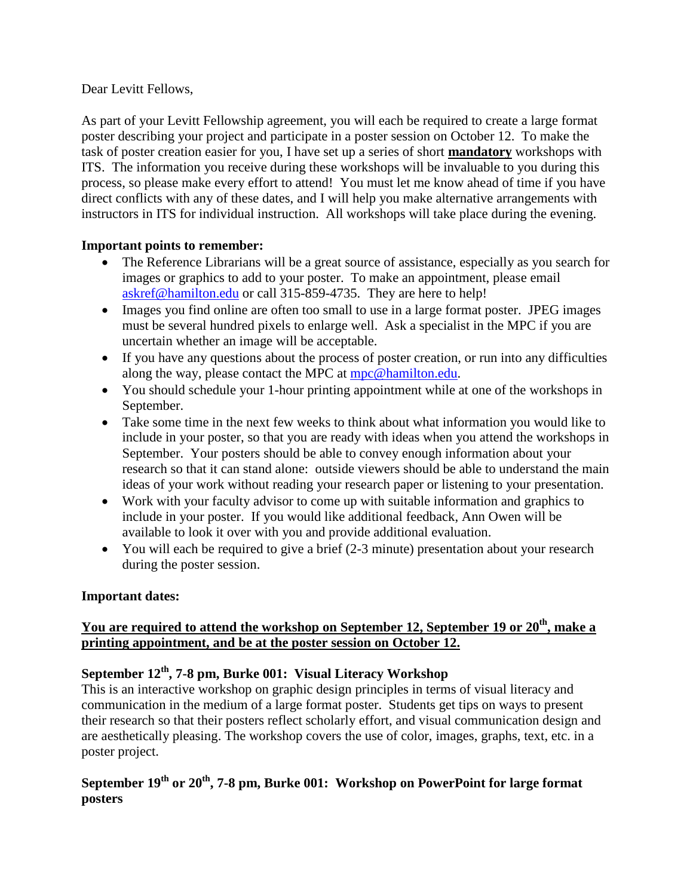Dear Levitt Fellows,

As part of your Levitt Fellowship agreement, you will each be required to create a large format poster describing your project and participate in a poster session on October 12. To make the task of poster creation easier for you, I have set up a series of short **mandatory** workshops with ITS. The information you receive during these workshops will be invaluable to you during this process, so please make every effort to attend! You must let me know ahead of time if you have direct conflicts with any of these dates, and I will help you make alternative arrangements with instructors in ITS for individual instruction. All workshops will take place during the evening.

**Important points to remember:**

- The Reference Librarians will be a great source of assistance, especially as you search for images or graphics to add to your poster. To make an appointment, please email askref@hamilton.edu or call 315-859-4735. They are here to help!
- Images you find online are often too small to use in a large format poster. JPEG images must be several hundred pixels to enlarge well. Ask a specialist in the MPC if you are uncertain whether an image will be acceptable.
- If you have any questions about the process of poster creation, or run into any difficulties along the way, please contact the MPC at mpc@hamilton.edu.
- You should schedule your 1-hour printing appointment while at one of the workshops in September.
- Take some time in the next few weeks to think about what information you would like to include in your poster, so that you are ready with ideas when you attend the workshops in September. Your posters should be able to convey enough information about your research so that it can stand alone: outside viewers should be able to understand the main ideas of your work without reading your research paper or listening to your presentation.
- Work with your faculty advisor to come up with suitable information and graphics to include in your poster. If you would like additional feedback, Ann Owen will be available to look it over with you and provide additional evaluation.
- You will each be required to give a brief (2-3 minute) presentation about your research during the poster session.

**Important dates:**

**You are required to attend the workshop on September 12, September 19 or 20th, make a printing appointment, and be at the poster session on October 12.**

**September 12th, 7-8 pm, Burke 001: Visual Literacy Workshop**

This is an interactive workshop on graphic design principles in terms of visual literacy and communication in the medium of a large format poster. Students get tips on ways to present their research so that their posters reflect scholarly effort, and visual communication design and are aesthetically pleasing. The workshop covers the use of color, images, graphs, text, etc. in a poster project.

**September 19th or 20th, 7-8 pm, Burke 001: Workshop on PowerPoint for large format posters**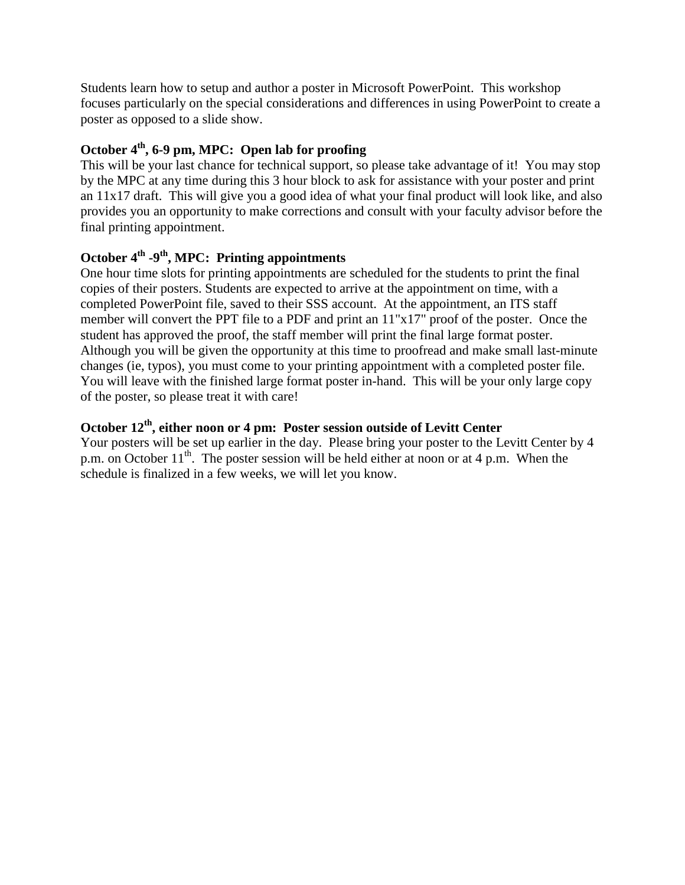Students learn how to setup and author a poster in Microsoft PowerPoint. This workshop focuses particularly on the special considerations and differences in using PowerPoint to create a poster as opposed to a slide show.

**October 4th, 6-9 pm, MPC: Open lab for proofing**

This will be your last chance for technical support, so please take advantage of it! You may stop by the MPC at any time during this 3 hour block to ask for assistance with your poster and print an 11x17 draft. This will give you a good idea of what your final product will look like, and also provides you an opportunity to make corrections and consult with your faculty advisor before the final printing appointment.

**October 4th -9th, MPC: Printing appointments**

One hour time slots for printing appointments are scheduled for the students to print the final copies of their posters. Students are expected to arrive at the appointment on time, with a completed PowerPoint file, saved to their SSS account. At the appointment, an ITS staff member will convert the PPT file to a PDF and print an 11"x17" proof of the poster. Once the student has approved the proof, the staff member will print the final large format poster. Although you will be given the opportunity at this time to proofread and make small last-minute changes (ie, typos), you must come to your printing appointment with a completed poster file. You will leave with the finished large format poster in-hand. This will be your only large copy of the poster, so please treat it with care!

**October 12th, either noon or 4 pm: Poster session outside of Levitt Center**

Your posters will be set up earlier in the day. Please bring your poster to the Levitt Center by 4 p.m. on October 11th. The poster session will be held either at noon or at 4 p.m. When the schedule is finalized in a few weeks, we will let you know.